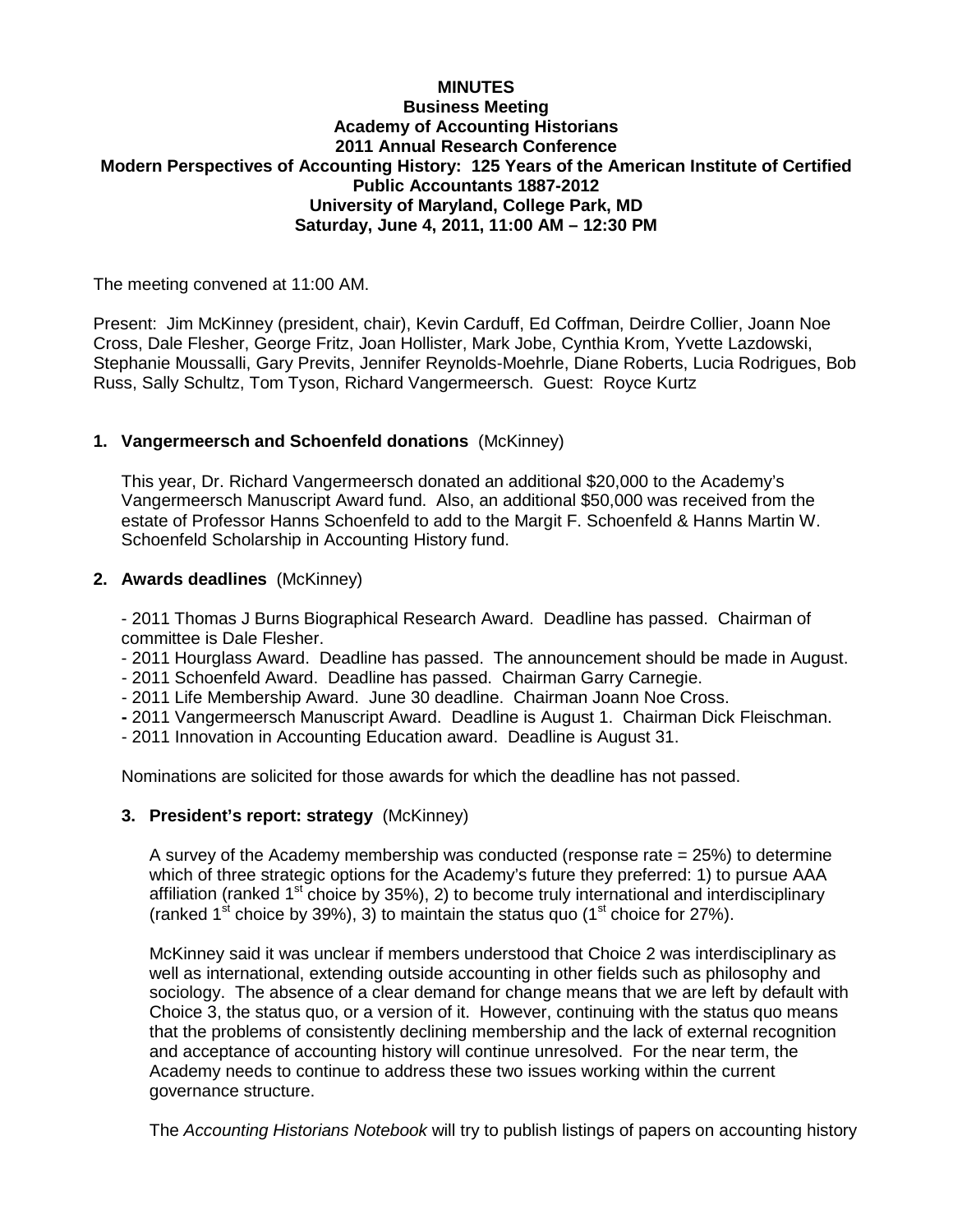# MINUTES
## Business Meeting
## Academy of Accounting Historians
## 2011 Annual Research Conference
## Modern Perspectives of Accounting History: 125 Years of the American Institute of Certified Public Accountants 1887-2012
## University of Maryland, College Park, MD
## Saturday, June 4, 2011, 11:00 AM – 12:30 PM

The meeting convened at 11:00 AM.

Present: Jim McKinney (president, chair), Kevin Carduff, Ed Coffman, Deirdre Collier, Joann Noe Cross, Dale Flesher, George Fritz, Joan Hollister, Mark Jobe, Cynthia Krom, Yvette Lazdowski, Stephanie Moussalli, Gary Previts, Jennifer Reynolds-Moehrle, Diane Roberts, Lucia Rodrigues, Bob Russ, Sally Schultz, Tom Tyson, Richard Vangermeersch. Guest: Royce Kurtz

**1. Vangermeersch and Schoenfeld donations** (McKinney)

This year, Dr. Richard Vangermeersch donated an additional $20,000 to the Academy's Vangermeersch Manuscript Award fund. Also, an additional $50,000 was received from the estate of Professor Hanns Schoenfeld to add to the Margit F. Schoenfeld & Hanns Martin W. Schoenfeld Scholarship in Accounting History fund.

**2. Awards deadlines** (McKinney)

- 2011 Thomas J Burns Biographical Research Award. Deadline has passed. Chairman of committee is Dale Flesher.
- 2011 Hourglass Award. Deadline has passed. The announcement should be made in August.
- 2011 Schoenfeld Award. Deadline has passed. Chairman Garry Carnegie.
- 2011 Life Membership Award. June 30 deadline. Chairman Joann Noe Cross.
- 2011 Vangermeersch Manuscript Award. Deadline is August 1. Chairman Dick Fleischman.
- 2011 Innovation in Accounting Education award. Deadline is August 31.

Nominations are solicited for those awards for which the deadline has not passed.

**3. President's report: strategy** (McKinney)

A survey of the Academy membership was conducted (response rate = 25%) to determine which of three strategic options for the Academy's future they preferred: 1) to pursue AAA affiliation (ranked 1st choice by 35%), 2) to become truly international and interdisciplinary (ranked 1st choice by 39%), 3) to maintain the status quo (1st choice for 27%).

McKinney said it was unclear if members understood that Choice 2 was interdisciplinary as well as international, extending outside accounting in other fields such as philosophy and sociology. The absence of a clear demand for change means that we are left by default with Choice 3, the status quo, or a version of it. However, continuing with the status quo means that the problems of consistently declining membership and the lack of external recognition and acceptance of accounting history will continue unresolved. For the near term, the Academy needs to continue to address these two issues working within the current governance structure.

The *Accounting Historians Notebook* will try to publish listings of papers on accounting history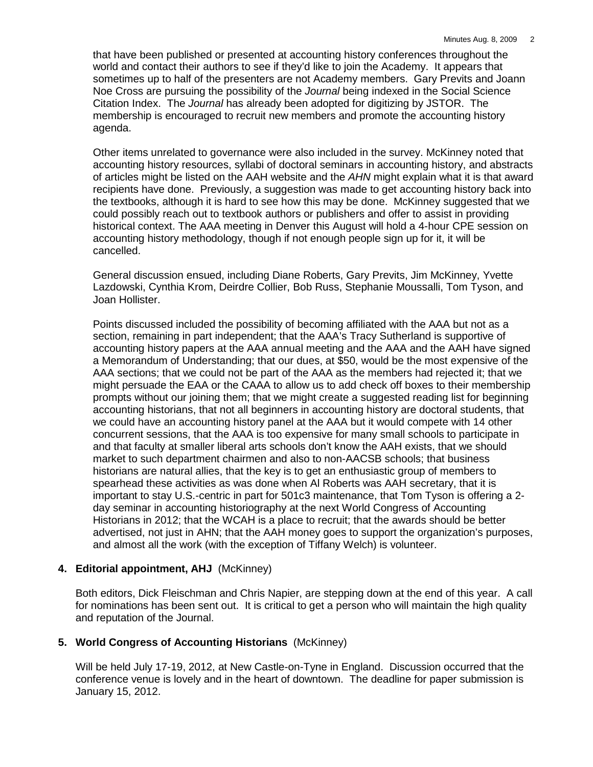that have been published or presented at accounting history conferences throughout the world and contact their authors to see if they'd like to join the Academy. It appears that sometimes up to half of the presenters are not Academy members. Gary Previts and Joann Noe Cross are pursuing the possibility of the *Journal* being indexed in the Social Science Citation Index. The *Journal* has already been adopted for digitizing by JSTOR. The membership is encouraged to recruit new members and promote the accounting history agenda.

Other items unrelated to governance were also included in the survey. McKinney noted that accounting history resources, syllabi of doctoral seminars in accounting history, and abstracts of articles might be listed on the AAH website and the *AHN* might explain what it is that award recipients have done. Previously, a suggestion was made to get accounting history back into the textbooks, although it is hard to see how this may be done. McKinney suggested that we could possibly reach out to textbook authors or publishers and offer to assist in providing historical context. The AAA meeting in Denver this August will hold a 4-hour CPE session on accounting history methodology, though if not enough people sign up for it, it will be cancelled.

General discussion ensued, including Diane Roberts, Gary Previts, Jim McKinney, Yvette Lazdowski, Cynthia Krom, Deirdre Collier, Bob Russ, Stephanie Moussalli, Tom Tyson, and Joan Hollister.

Points discussed included the possibility of becoming affiliated with the AAA but not as a section, remaining in part independent; that the AAA's Tracy Sutherland is supportive of accounting history papers at the AAA annual meeting and the AAA and the AAH have signed a Memorandum of Understanding; that our dues, at $50, would be the most expensive of the AAA sections; that we could not be part of the AAA as the members had rejected it; that we might persuade the EAA or the CAAA to allow us to add check off boxes to their membership prompts without our joining them; that we might create a suggested reading list for beginning accounting historians, that not all beginners in accounting history are doctoral students, that we could have an accounting history panel at the AAA but it would compete with 14 other concurrent sessions, that the AAA is too expensive for many small schools to participate in and that faculty at smaller liberal arts schools don't know the AAH exists, that we should market to such department chairmen and also to non-AACSB schools; that business historians are natural allies, that the key is to get an enthusiastic group of members to spearhead these activities as was done when Al Roberts was AAH secretary, that it is important to stay U.S.-centric in part for 501c3 maintenance, that Tom Tyson is offering a 2-day seminar in accounting historiography at the next World Congress of Accounting Historians in 2012; that the WCAH is a place to recruit; that the awards should be better advertised, not just in AHN; that the AAH money goes to support the organization's purposes, and almost all the work (with the exception of Tiffany Welch) is volunteer.

**4. Editorial appointment, AHJ** (McKinney)

Both editors, Dick Fleischman and Chris Napier, are stepping down at the end of this year. A call for nominations has been sent out. It is critical to get a person who will maintain the high quality and reputation of the Journal.

**5. World Congress of Accounting Historians** (McKinney)

Will be held July 17-19, 2012, at New Castle-on-Tyne in England. Discussion occurred that the conference venue is lovely and in the heart of downtown. The deadline for paper submission is January 15, 2012.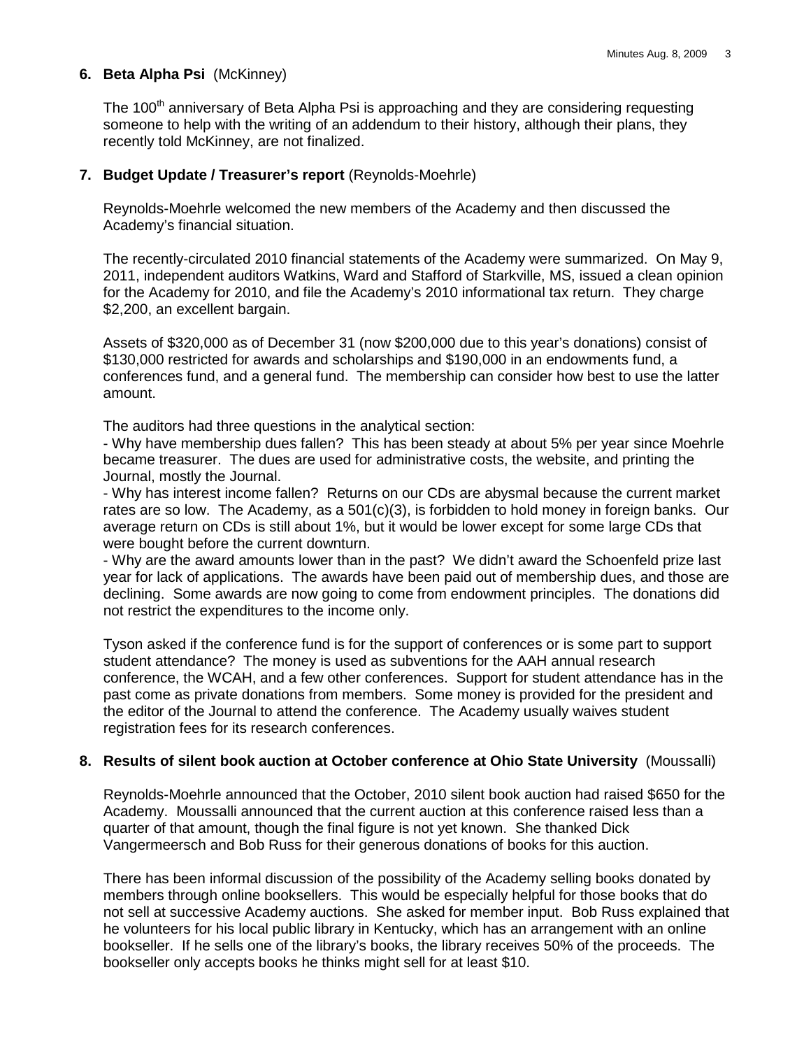**6. Beta Alpha Psi** (McKinney)

The 100th anniversary of Beta Alpha Psi is approaching and they are considering requesting someone to help with the writing of an addendum to their history, although their plans, they recently told McKinney, are not finalized.

**7. Budget Update / Treasurer's report** (Reynolds-Moehrle)

Reynolds-Moehrle welcomed the new members of the Academy and then discussed the Academy's financial situation.

The recently-circulated 2010 financial statements of the Academy were summarized. On May 9, 2011, independent auditors Watkins, Ward and Stafford of Starkville, MS, issued a clean opinion for the Academy for 2010, and file the Academy's 2010 informational tax return. They charge \$2,200, an excellent bargain.

Assets of \$320,000 as of December 31 (now \$200,000 due to this year's donations) consist of \$130,000 restricted for awards and scholarships and \$190,000 in an endowments fund, a conferences fund, and a general fund. The membership can consider how best to use the latter amount.

The auditors had three questions in the analytical section:
- Why have membership dues fallen? This has been steady at about 5% per year since Moehrle became treasurer. The dues are used for administrative costs, the website, and printing the Journal, mostly the Journal.
- Why has interest income fallen? Returns on our CDs are abysmal because the current market rates are so low. The Academy, as a 501(c)(3), is forbidden to hold money in foreign banks. Our average return on CDs is still about 1%, but it would be lower except for some large CDs that were bought before the current downturn.
- Why are the award amounts lower than in the past? We didn't award the Schoenfeld prize last year for lack of applications. The awards have been paid out of membership dues, and those are declining. Some awards are now going to come from endowment principles. The donations did not restrict the expenditures to the income only.

Tyson asked if the conference fund is for the support of conferences or is some part to support student attendance? The money is used as subventions for the AAH annual research conference, the WCAH, and a few other conferences. Support for student attendance has in the past come as private donations from members. Some money is provided for the president and the editor of the Journal to attend the conference. The Academy usually waives student registration fees for its research conferences.

**8. Results of silent book auction at October conference at Ohio State University** (Moussalli)

Reynolds-Moehrle announced that the October, 2010 silent book auction had raised \$650 for the Academy. Moussalli announced that the current auction at this conference raised less than a quarter of that amount, though the final figure is not yet known. She thanked Dick Vangermeersch and Bob Russ for their generous donations of books for this auction.

There has been informal discussion of the possibility of the Academy selling books donated by members through online booksellers. This would be especially helpful for those books that do not sell at successive Academy auctions. She asked for member input. Bob Russ explained that he volunteers for his local public library in Kentucky, which has an arrangement with an online bookseller. If he sells one of the library's books, the library receives 50% of the proceeds. The bookseller only accepts books he thinks might sell for at least \$10.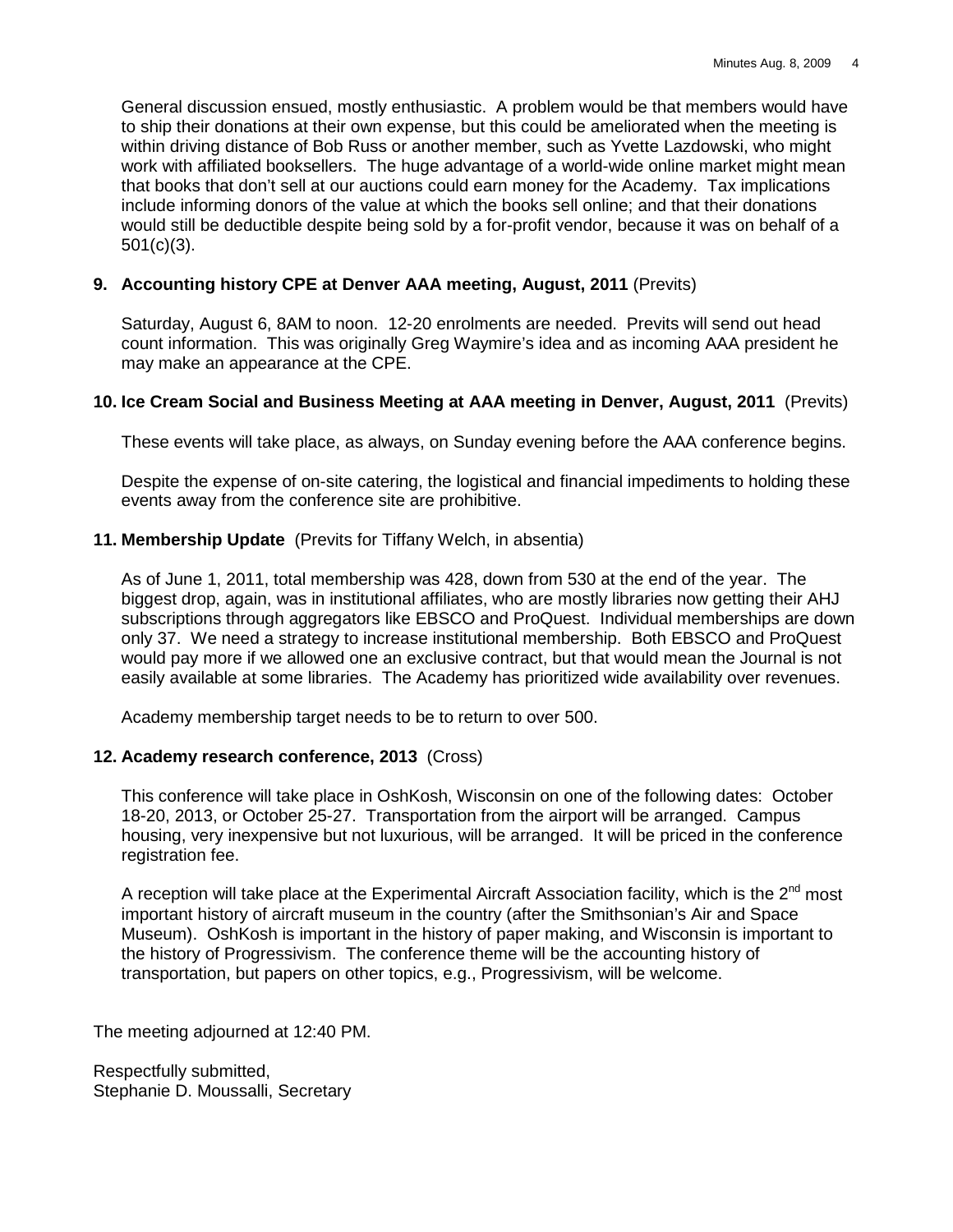General discussion ensued, mostly enthusiastic. A problem would be that members would have to ship their donations at their own expense, but this could be ameliorated when the meeting is within driving distance of Bob Russ or another member, such as Yvette Lazdowski, who might work with affiliated booksellers. The huge advantage of a world-wide online market might mean that books that don't sell at our auctions could earn money for the Academy. Tax implications include informing donors of the value at which the books sell online; and that their donations would still be deductible despite being sold by a for-profit vendor, because it was on behalf of a 501(c)(3).

**9. Accounting history CPE at Denver AAA meeting, August, 2011** (Previts)

Saturday, August 6, 8AM to noon. 12-20 enrolments are needed. Previts will send out head count information. This was originally Greg Waymire's idea and as incoming AAA president he may make an appearance at the CPE.

**10. Ice Cream Social and Business Meeting at AAA meeting in Denver, August, 2011** (Previts)

These events will take place, as always, on Sunday evening before the AAA conference begins.

Despite the expense of on-site catering, the logistical and financial impediments to holding these events away from the conference site are prohibitive.

**11. Membership Update** (Previts for Tiffany Welch, in absentia)

As of June 1, 2011, total membership was 428, down from 530 at the end of the year. The biggest drop, again, was in institutional affiliates, who are mostly libraries now getting their AHJ subscriptions through aggregators like EBSCO and ProQuest. Individual memberships are down only 37. We need a strategy to increase institutional membership. Both EBSCO and ProQuest would pay more if we allowed one an exclusive contract, but that would mean the Journal is not easily available at some libraries. The Academy has prioritized wide availability over revenues.

Academy membership target needs to be to return to over 500.

**12. Academy research conference, 2013** (Cross)

This conference will take place in OshKosh, Wisconsin on one of the following dates: October 18-20, 2013, or October 25-27. Transportation from the airport will be arranged. Campus housing, very inexpensive but not luxurious, will be arranged. It will be priced in the conference registration fee.

A reception will take place at the Experimental Aircraft Association facility, which is the 2nd most important history of aircraft museum in the country (after the Smithsonian's Air and Space Museum). OshKosh is important in the history of paper making, and Wisconsin is important to the history of Progressivism. The conference theme will be the accounting history of transportation, but papers on other topics, e.g., Progressivism, will be welcome.

The meeting adjourned at 12:40 PM.

Respectfully submitted,
Stephanie D. Moussalli, Secretary